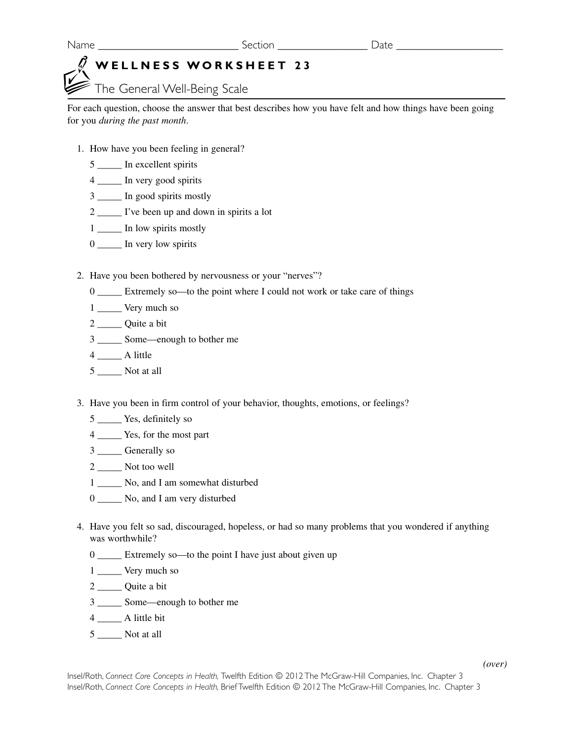Name _________________________ Section ________________ Date ___________________

# WELLNESS WORKSHEET 23

## The General Well-Being Scale

For each question, choose the answer that best describes how you have felt and how things have been going for you *during the past month*.

1. How have you been feeling in general?

   5 _____ In excellent spirits
   4 _____ In very good spirits
   3 _____ In good spirits mostly
   2 _____ I've been up and down in spirits a lot
   1 _____ In low spirits mostly
   0 _____ In very low spirits

2. Have you been bothered by nervousness or your "nerves"?

   0 _____ Extremely so—to the point where I could not work or take care of things
   1 _____ Very much so
   2 _____ Quite a bit
   3 _____ Some—enough to bother me
   4 _____ A little
   5 _____ Not at all

3. Have you been in firm control of your behavior, thoughts, emotions, or feelings?

   5 _____ Yes, definitely so
   4 _____ Yes, for the most part
   3 _____ Generally so
   2 _____ Not too well
   1 _____ No, and I am somewhat disturbed
   0 _____ No, and I am very disturbed

4. Have you felt so sad, discouraged, hopeless, or had so many problems that you wondered if anything was worthwhile?

   0 _____ Extremely so—to the point I have just about given up
   1 _____ Very much so
   2 _____ Quite a bit
   3 _____ Some—enough to bother me
   4 _____ A little bit
   5 _____ Not at all

*(over)*

Insel/Roth, *Connect Core Concepts in Health,* Twelfth Edition © 2012 The McGraw-Hill Companies, Inc. Chapter 3
Insel/Roth, *Connect Core Concepts in Health,* Brief Twelfth Edition © 2012 The McGraw-Hill Companies, Inc. Chapter 3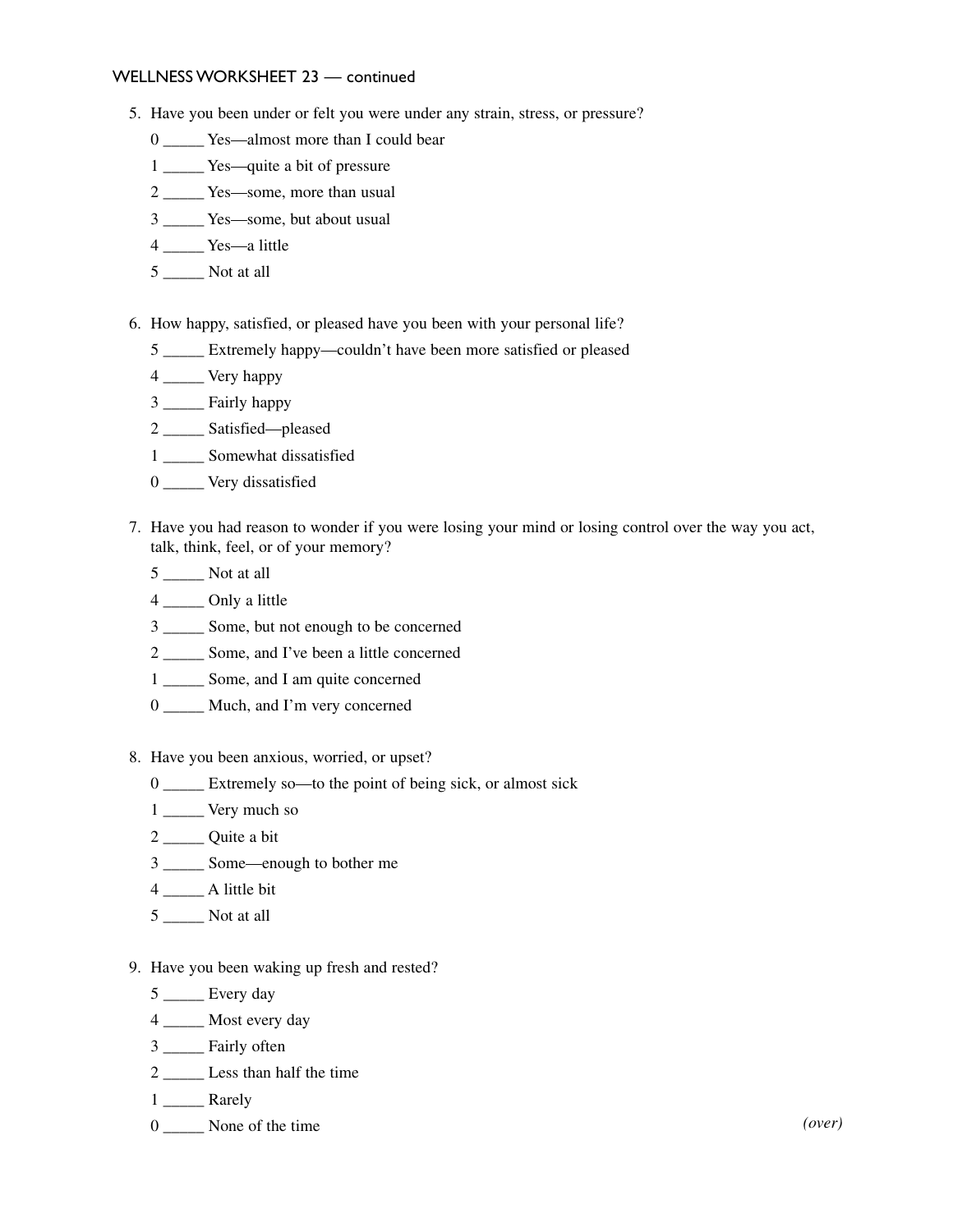WELLNESS WORKSHEET 23 — continued

5. Have you been under or felt you were under any strain, stress, or pressure?

   0 _____ Yes—almost more than I could bear

   1 _____ Yes—quite a bit of pressure

   2 _____ Yes—some, more than usual

   3 _____ Yes—some, but about usual

   4 _____ Yes—a little

   5 _____ Not at all

6. How happy, satisfied, or pleased have you been with your personal life?

   5 _____ Extremely happy—couldn't have been more satisfied or pleased

   4 _____ Very happy

   3 _____ Fairly happy

   2 _____ Satisfied—pleased

   1 _____ Somewhat dissatisfied

   0 _____ Very dissatisfied

7. Have you had reason to wonder if you were losing your mind or losing control over the way you act, talk, think, feel, or of your memory?

   5 _____ Not at all

   4 _____ Only a little

   3 _____ Some, but not enough to be concerned

   2 _____ Some, and I've been a little concerned

   1 _____ Some, and I am quite concerned

   0 _____ Much, and I'm very concerned

8. Have you been anxious, worried, or upset?

   0 _____ Extremely so—to the point of being sick, or almost sick

   1 _____ Very much so

   2 _____ Quite a bit

   3 _____ Some—enough to bother me

   4 _____ A little bit

   5 _____ Not at all

9. Have you been waking up fresh and rested?

   5 _____ Every day

   4 _____ Most every day

   3 _____ Fairly often

   2 _____ Less than half the time

   1 _____ Rarely

   0 _____ None of the time

*(over)*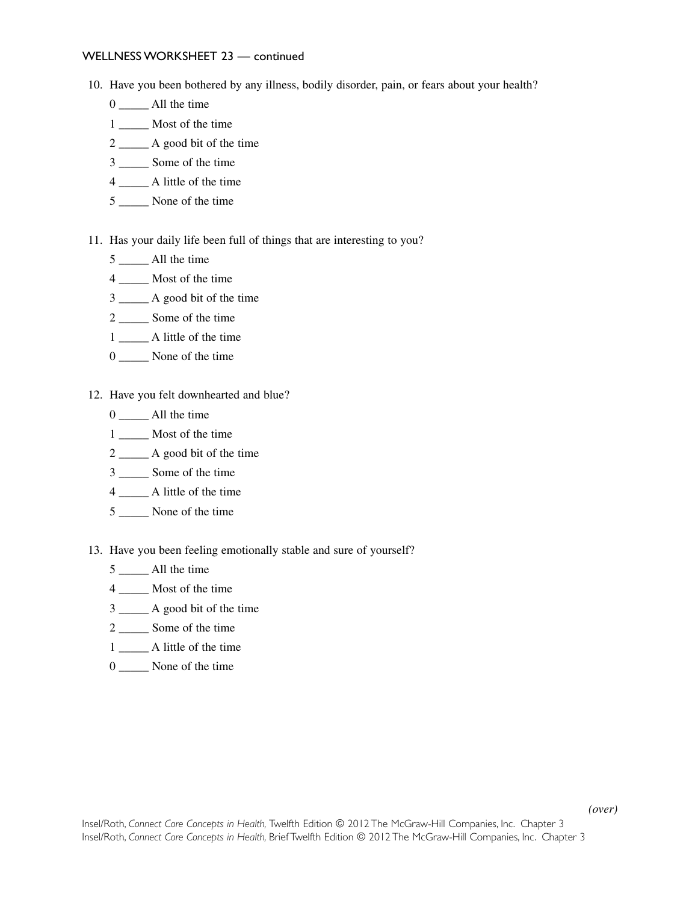WELLNESS WORKSHEET 23 — continued

10. Have you been bothered by any illness, bodily disorder, pain, or fears about your health?

    0 _____ All the time
    1 _____ Most of the time
    2 _____ A good bit of the time
    3 _____ Some of the time
    4 _____ A little of the time
    5 _____ None of the time

11. Has your daily life been full of things that are interesting to you?

    5 _____ All the time
    4 _____ Most of the time
    3 _____ A good bit of the time
    2 _____ Some of the time
    1 _____ A little of the time
    0 _____ None of the time

12. Have you felt downhearted and blue?

    0 _____ All the time
    1 _____ Most of the time
    2 _____ A good bit of the time
    3 _____ Some of the time
    4 _____ A little of the time
    5 _____ None of the time

13. Have you been feeling emotionally stable and sure of yourself?

    5 _____ All the time
    4 _____ Most of the time
    3 _____ A good bit of the time
    2 _____ Some of the time
    1 _____ A little of the time
    0 _____ None of the time

*(over)*

Insel/Roth, *Connect Core Concepts in Health,* Twelfth Edition © 2012 The McGraw-Hill Companies, Inc. Chapter 3
Insel/Roth, *Connect Core Concepts in Health,* Brief Twelfth Edition © 2012 The McGraw-Hill Companies, Inc. Chapter 3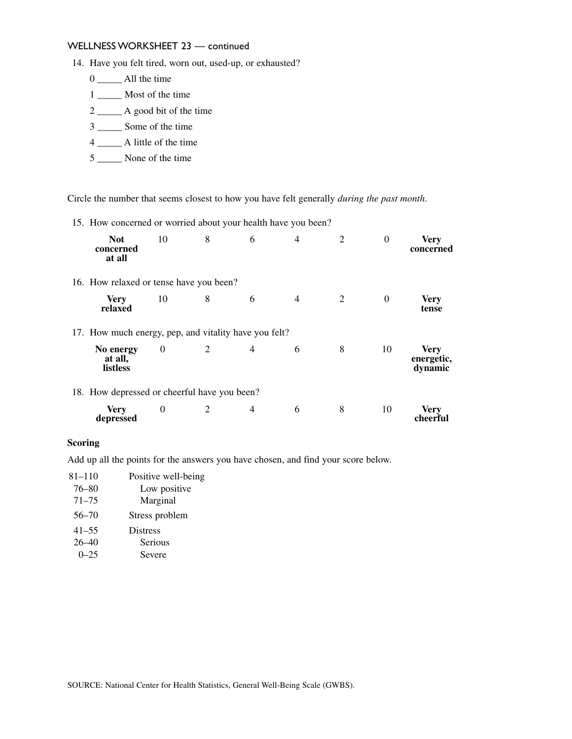WELLNESS WORKSHEET 23 — continued

14. Have you felt tired, worn out, used-up, or exhausted?

    0 _____ All the time

    1 _____ Most of the time

    2 _____ A good bit of the time

    3 _____ Some of the time

    4 _____ A little of the time

    5 _____ None of the time

Circle the number that seems closest to how you have felt generally *during the past month*.

15. How concerned or worried about your health have you been?

| | | | | | | | |
|---|---|---|---|---|---|---|---|
| **Not concerned at all** | 10 | 8 | 6 | 4 | 2 | 0 | **Very concerned** |

16. How relaxed or tense have you been?

| | | | | | | | |
|---|---|---|---|---|---|---|---|
| **Very relaxed** | 10 | 8 | 6 | 4 | 2 | 0 | **Very tense** |

17. How much energy, pep, and vitality have you felt?

| | | | | | | | |
|---|---|---|---|---|---|---|---|
| **No energy at all, listless** | 0 | 2 | 4 | 6 | 8 | 10 | **Very energetic, dynamic** |

18. How depressed or cheerful have you been?

| | | | | | | | |
|---|---|---|---|---|---|---|---|
| **Very depressed** | 0 | 2 | 4 | 6 | 8 | 10 | **Very cheerful** |

**Scoring**

Add up all the points for the answers you have chosen, and find your score below.

| | |
|---|---|
| 81–110 | Positive well-being |
| 76–80 | Low positive |
| 71–75 | Marginal |
| 56–70 | Stress problem |
| 41–55 | Distress |
| 26–40 | Serious |
| 0–25 | Severe |

SOURCE: National Center for Health Statistics, General Well-Being Scale (GWBS).